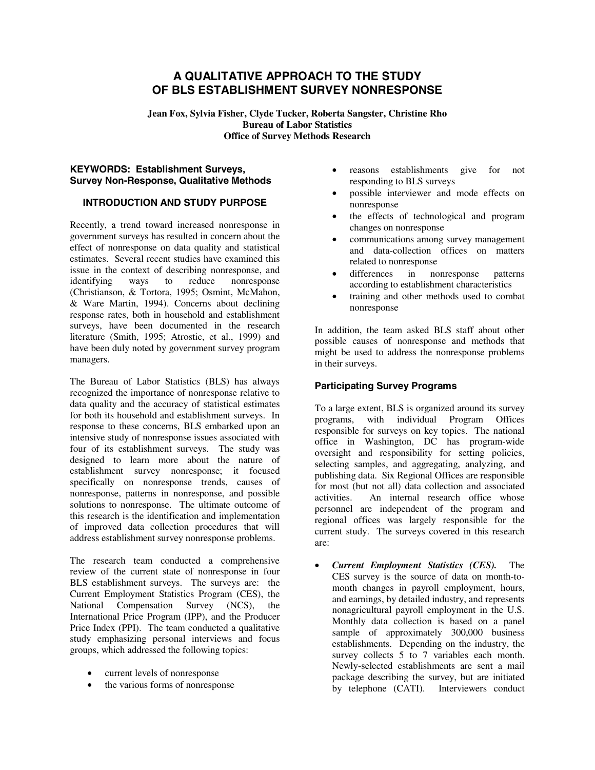# A QUALITATIVE APPROACH TO THE STUDY OF BLS ESTABLISHMENT SURVEY NONRESPONSE

**Jean Fox, Sylvia Fisher, Clyde Tucker, Roberta Sangster, Christine Rho**
**Bureau of Labor Statistics**
**Office of Survey Methods Research**

**KEYWORDS: Establishment Surveys, Survey Non-Response, Qualitative Methods**

## INTRODUCTION AND STUDY PURPOSE

Recently, a trend toward increased nonresponse in government surveys has resulted in concern about the effect of nonresponse on data quality and statistical estimates. Several recent studies have examined this issue in the context of describing nonresponse, and identifying ways to reduce nonresponse (Christianson, & Tortora, 1995; Osmint, McMahon, & Ware Martin, 1994). Concerns about declining response rates, both in household and establishment surveys, have been documented in the research literature (Smith, 1995; Atrostic, et al., 1999) and have been duly noted by government survey program managers.

The Bureau of Labor Statistics (BLS) has always recognized the importance of nonresponse relative to data quality and the accuracy of statistical estimates for both its household and establishment surveys. In response to these concerns, BLS embarked upon an intensive study of nonresponse issues associated with four of its establishment surveys. The study was designed to learn more about the nature of establishment survey nonresponse; it focused specifically on nonresponse trends, causes of nonresponse, patterns in nonresponse, and possible solutions to nonresponse. The ultimate outcome of this research is the identification and implementation of improved data collection procedures that will address establishment survey nonresponse problems.

The research team conducted a comprehensive review of the current state of nonresponse in four BLS establishment surveys. The surveys are: the Current Employment Statistics Program (CES), the National Compensation Survey (NCS), the International Price Program (IPP), and the Producer Price Index (PPI). The team conducted a qualitative study emphasizing personal interviews and focus groups, which addressed the following topics:

- current levels of nonresponse
- the various forms of nonresponse
- reasons establishments give for not responding to BLS surveys
- possible interviewer and mode effects on nonresponse
- the effects of technological and program changes on nonresponse
- communications among survey management and data-collection offices on matters related to nonresponse
- differences in nonresponse patterns according to establishment characteristics
- training and other methods used to combat nonresponse

In addition, the team asked BLS staff about other possible causes of nonresponse and methods that might be used to address the nonresponse problems in their surveys.

### Participating Survey Programs

To a large extent, BLS is organized around its survey programs, with individual Program Offices responsible for surveys on key topics. The national office in Washington, DC has program-wide oversight and responsibility for setting policies, selecting samples, and aggregating, analyzing, and publishing data. Six Regional Offices are responsible for most (but not all) data collection and associated activities. An internal research office whose personnel are independent of the program and regional offices was largely responsible for the current study. The surveys covered in this research are:

- ***Current Employment Statistics (CES).*** The CES survey is the source of data on month-to-month changes in payroll employment, hours, and earnings, by detailed industry, and represents nonagricultural payroll employment in the U.S. Monthly data collection is based on a panel sample of approximately 300,000 business establishments. Depending on the industry, the survey collects 5 to 7 variables each month. Newly-selected establishments are sent a mail package describing the survey, but are initiated by telephone (CATI). Interviewers conduct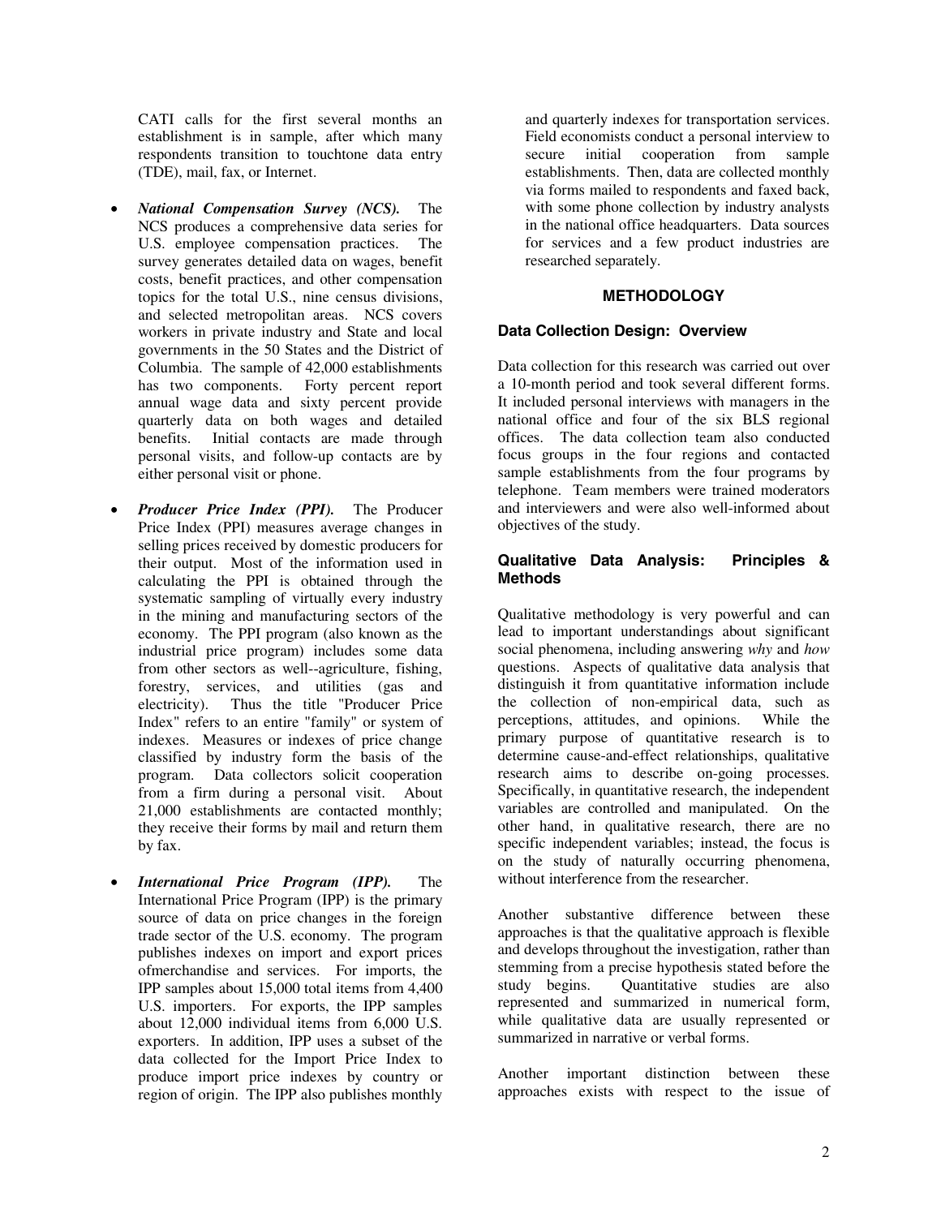CATI calls for the first several months an establishment is in sample, after which many respondents transition to touchtone data entry (TDE), mail, fax, or Internet.

- ***National Compensation Survey (NCS).*** The NCS produces a comprehensive data series for U.S. employee compensation practices. The survey generates detailed data on wages, benefit costs, benefit practices, and other compensation topics for the total U.S., nine census divisions, and selected metropolitan areas. NCS covers workers in private industry and State and local governments in the 50 States and the District of Columbia. The sample of 42,000 establishments has two components. Forty percent report annual wage data and sixty percent provide quarterly data on both wages and detailed benefits. Initial contacts are made through personal visits, and follow-up contacts are by either personal visit or phone.

- ***Producer Price Index (PPI).*** The Producer Price Index (PPI) measures average changes in selling prices received by domestic producers for their output. Most of the information used in calculating the PPI is obtained through the systematic sampling of virtually every industry in the mining and manufacturing sectors of the economy. The PPI program (also known as the industrial price program) includes some data from other sectors as well--agriculture, fishing, forestry, services, and utilities (gas and electricity). Thus the title "Producer Price Index" refers to an entire "family" or system of indexes. Measures or indexes of price change classified by industry form the basis of the program. Data collectors solicit cooperation from a firm during a personal visit. About 21,000 establishments are contacted monthly; they receive their forms by mail and return them by fax.

- ***International Price Program (IPP).*** The International Price Program (IPP) is the primary source of data on price changes in the foreign trade sector of the U.S. economy. The program publishes indexes on import and export prices ofmerchandise and services. For imports, the IPP samples about 15,000 total items from 4,400 U.S. importers. For exports, the IPP samples about 12,000 individual items from 6,000 U.S. exporters. In addition, IPP uses a subset of the data collected for the Import Price Index to produce import price indexes by country or region of origin. The IPP also publishes monthly and quarterly indexes for transportation services. Field economists conduct a personal interview to secure initial cooperation from sample establishments. Then, data are collected monthly via forms mailed to respondents and faxed back, with some phone collection by industry analysts in the national office headquarters. Data sources for services and a few product industries are researched separately.

## METHODOLOGY

### Data Collection Design: Overview

Data collection for this research was carried out over a 10-month period and took several different forms. It included personal interviews with managers in the national office and four of the six BLS regional offices. The data collection team also conducted focus groups in the four regions and contacted sample establishments from the four programs by telephone. Team members were trained moderators and interviewers and were also well-informed about objectives of the study.

### Qualitative Data Analysis: Principles & Methods

Qualitative methodology is very powerful and can lead to important understandings about significant social phenomena, including answering *why* and *how* questions. Aspects of qualitative data analysis that distinguish it from quantitative information include the collection of non-empirical data, such as perceptions, attitudes, and opinions. While the primary purpose of quantitative research is to determine cause-and-effect relationships, qualitative research aims to describe on-going processes. Specifically, in quantitative research, the independent variables are controlled and manipulated. On the other hand, in qualitative research, there are no specific independent variables; instead, the focus is on the study of naturally occurring phenomena, without interference from the researcher.

Another substantive difference between these approaches is that the qualitative approach is flexible and develops throughout the investigation, rather than stemming from a precise hypothesis stated before the study begins. Quantitative studies are also represented and summarized in numerical form, while qualitative data are usually represented or summarized in narrative or verbal forms.

Another important distinction between these approaches exists with respect to the issue of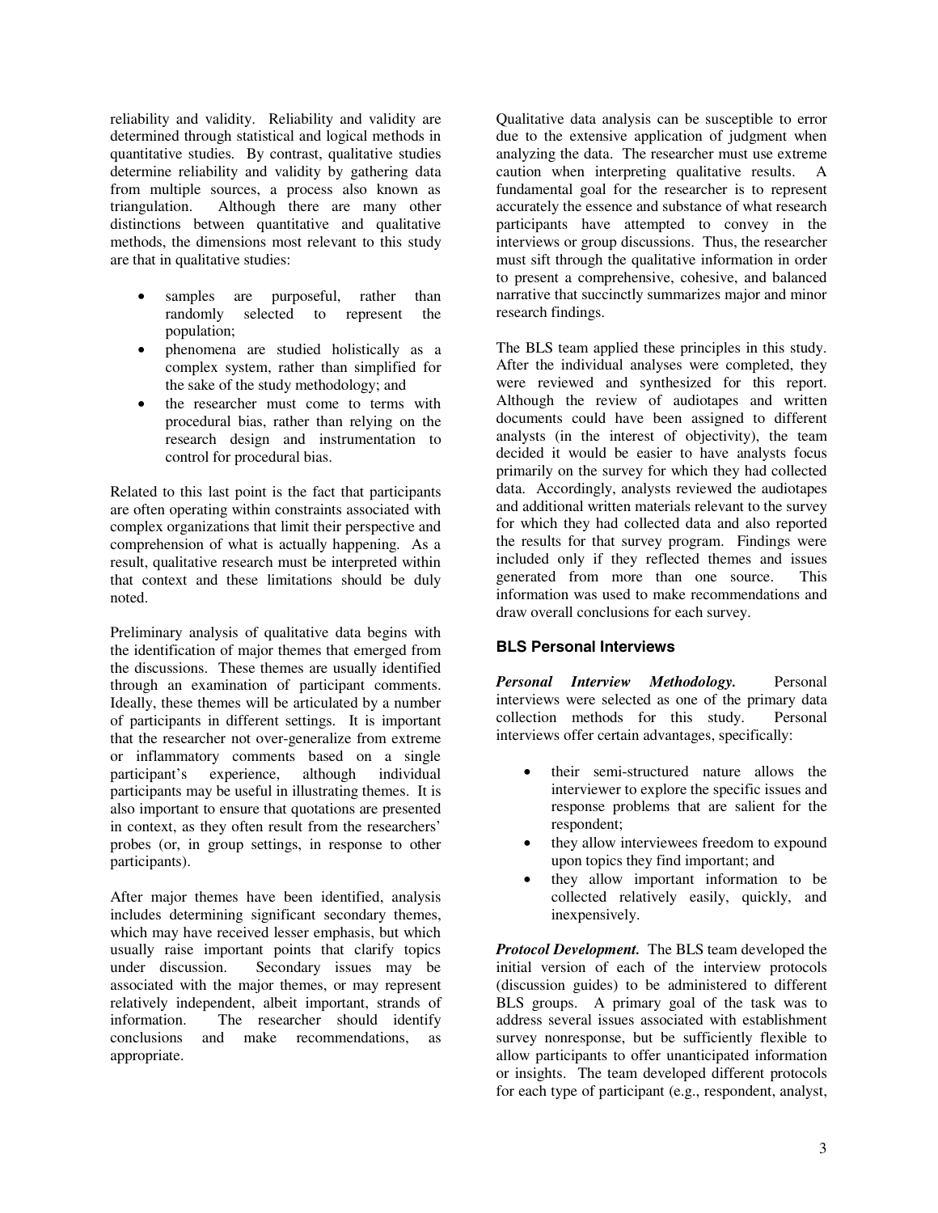reliability and validity. Reliability and validity are determined through statistical and logical methods in quantitative studies. By contrast, qualitative studies determine reliability and validity by gathering data from multiple sources, a process also known as triangulation. Although there are many other distinctions between quantitative and qualitative methods, the dimensions most relevant to this study are that in qualitative studies:

- samples are purposeful, rather than randomly selected to represent the population;
- phenomena are studied holistically as a complex system, rather than simplified for the sake of the study methodology; and
- the researcher must come to terms with procedural bias, rather than relying on the research design and instrumentation to control for procedural bias.

Related to this last point is the fact that participants are often operating within constraints associated with complex organizations that limit their perspective and comprehension of what is actually happening. As a result, qualitative research must be interpreted within that context and these limitations should be duly noted.

Preliminary analysis of qualitative data begins with the identification of major themes that emerged from the discussions. These themes are usually identified through an examination of participant comments. Ideally, these themes will be articulated by a number of participants in different settings. It is important that the researcher not over-generalize from extreme or inflammatory comments based on a single participant's experience, although individual participants may be useful in illustrating themes. It is also important to ensure that quotations are presented in context, as they often result from the researchers' probes (or, in group settings, in response to other participants).

After major themes have been identified, analysis includes determining significant secondary themes, which may have received lesser emphasis, but which usually raise important points that clarify topics under discussion. Secondary issues may be associated with the major themes, or may represent relatively independent, albeit important, strands of information. The researcher should identify conclusions and make recommendations, as appropriate.

Qualitative data analysis can be susceptible to error due to the extensive application of judgment when analyzing the data. The researcher must use extreme caution when interpreting qualitative results. A fundamental goal for the researcher is to represent accurately the essence and substance of what research participants have attempted to convey in the interviews or group discussions. Thus, the researcher must sift through the qualitative information in order to present a comprehensive, cohesive, and balanced narrative that succinctly summarizes major and minor research findings.

The BLS team applied these principles in this study. After the individual analyses were completed, they were reviewed and synthesized for this report. Although the review of audiotapes and written documents could have been assigned to different analysts (in the interest of objectivity), the team decided it would be easier to have analysts focus primarily on the survey for which they had collected data. Accordingly, analysts reviewed the audiotapes and additional written materials relevant to the survey for which they had collected data and also reported the results for that survey program. Findings were included only if they reflected themes and issues generated from more than one source. This information was used to make recommendations and draw overall conclusions for each survey.

### BLS Personal Interviews

***Personal Interview Methodology.*** Personal interviews were selected as one of the primary data collection methods for this study. Personal interviews offer certain advantages, specifically:

- their semi-structured nature allows the interviewer to explore the specific issues and response problems that are salient for the respondent;
- they allow interviewees freedom to expound upon topics they find important; and
- they allow important information to be collected relatively easily, quickly, and inexpensively.

***Protocol Development.*** The BLS team developed the initial version of each of the interview protocols (discussion guides) to be administered to different BLS groups. A primary goal of the task was to address several issues associated with establishment survey nonresponse, but be sufficiently flexible to allow participants to offer unanticipated information or insights. The team developed different protocols for each type of participant (e.g., respondent, analyst,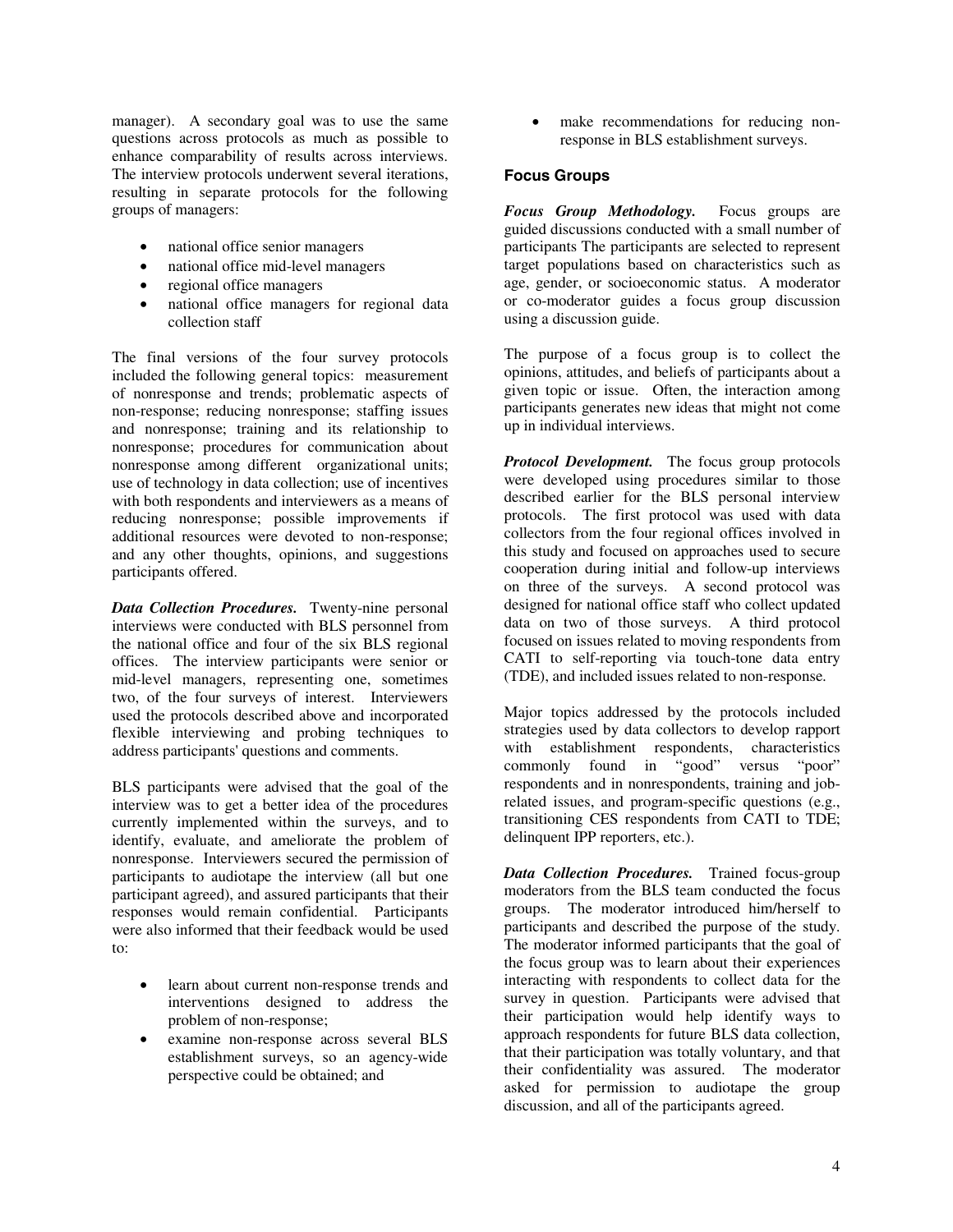manager). A secondary goal was to use the same questions across protocols as much as possible to enhance comparability of results across interviews. The interview protocols underwent several iterations, resulting in separate protocols for the following groups of managers:

- national office senior managers
- national office mid-level managers
- regional office managers
- national office managers for regional data collection staff

The final versions of the four survey protocols included the following general topics: measurement of nonresponse and trends; problematic aspects of non-response; reducing nonresponse; staffing issues and nonresponse; training and its relationship to nonresponse; procedures for communication about nonresponse among different organizational units; use of technology in data collection; use of incentives with both respondents and interviewers as a means of reducing nonresponse; possible improvements if additional resources were devoted to non-response; and any other thoughts, opinions, and suggestions participants offered.

***Data Collection Procedures.*** Twenty-nine personal interviews were conducted with BLS personnel from the national office and four of the six BLS regional offices. The interview participants were senior or mid-level managers, representing one, sometimes two, of the four surveys of interest. Interviewers used the protocols described above and incorporated flexible interviewing and probing techniques to address participants' questions and comments.

BLS participants were advised that the goal of the interview was to get a better idea of the procedures currently implemented within the surveys, and to identify, evaluate, and ameliorate the problem of nonresponse. Interviewers secured the permission of participants to audiotape the interview (all but one participant agreed), and assured participants that their responses would remain confidential. Participants were also informed that their feedback would be used to:

- learn about current non-response trends and interventions designed to address the problem of non-response;
- examine non-response across several BLS establishment surveys, so an agency-wide perspective could be obtained; and
- make recommendations for reducing non-response in BLS establishment surveys.

### Focus Groups

***Focus Group Methodology.*** Focus groups are guided discussions conducted with a small number of participants The participants are selected to represent target populations based on characteristics such as age, gender, or socioeconomic status. A moderator or co-moderator guides a focus group discussion using a discussion guide.

The purpose of a focus group is to collect the opinions, attitudes, and beliefs of participants about a given topic or issue. Often, the interaction among participants generates new ideas that might not come up in individual interviews.

***Protocol Development.*** The focus group protocols were developed using procedures similar to those described earlier for the BLS personal interview protocols. The first protocol was used with data collectors from the four regional offices involved in this study and focused on approaches used to secure cooperation during initial and follow-up interviews on three of the surveys. A second protocol was designed for national office staff who collect updated data on two of those surveys. A third protocol focused on issues related to moving respondents from CATI to self-reporting via touch-tone data entry (TDE), and included issues related to non-response.

Major topics addressed by the protocols included strategies used by data collectors to develop rapport with establishment respondents, characteristics commonly found in "good" versus "poor" respondents and in nonrespondents, training and job-related issues, and program-specific questions (e.g., transitioning CES respondents from CATI to TDE; delinquent IPP reporters, etc.).

***Data Collection Procedures.*** Trained focus-group moderators from the BLS team conducted the focus groups. The moderator introduced him/herself to participants and described the purpose of the study. The moderator informed participants that the goal of the focus group was to learn about their experiences interacting with respondents to collect data for the survey in question. Participants were advised that their participation would help identify ways to approach respondents for future BLS data collection, that their participation was totally voluntary, and that their confidentiality was assured. The moderator asked for permission to audiotape the group discussion, and all of the participants agreed.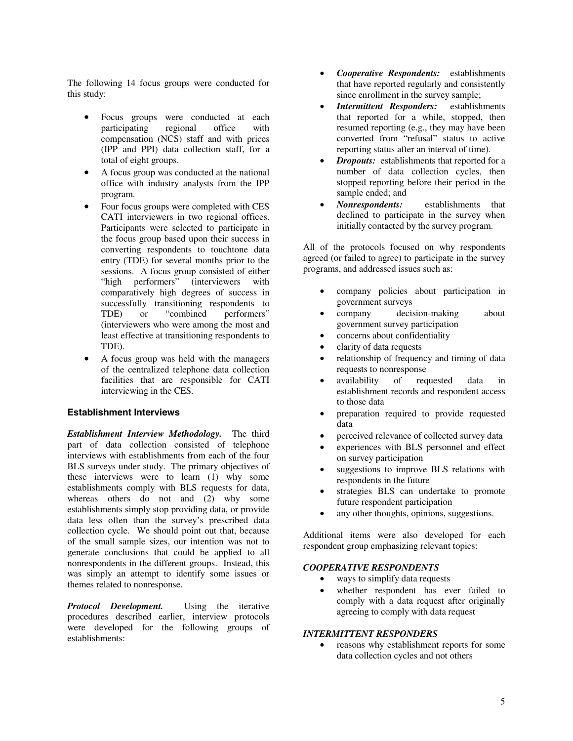The following 14 focus groups were conducted for this study:

- Focus groups were conducted at each participating regional office with compensation (NCS) staff and with prices (IPP and PPI) data collection staff, for a total of eight groups.
- A focus group was conducted at the national office with industry analysts from the IPP program.
- Four focus groups were completed with CES CATI interviewers in two regional offices. Participants were selected to participate in the focus group based upon their success in converting respondents to touchtone data entry (TDE) for several months prior to the sessions. A focus group consisted of either "high performers" (interviewers with comparatively high degrees of success in successfully transitioning respondents to TDE) or "combined performers" (interviewers who were among the most and least effective at transitioning respondents to TDE).
- A focus group was held with the managers of the centralized telephone data collection facilities that are responsible for CATI interviewing in the CES.

### Establishment Interviews

***Establishment Interview Methodology.*** The third part of data collection consisted of telephone interviews with establishments from each of the four BLS surveys under study. The primary objectives of these interviews were to learn (1) why some establishments comply with BLS requests for data, whereas others do not and (2) why some establishments simply stop providing data, or provide data less often than the survey's prescribed data collection cycle. We should point out that, because of the small sample sizes, our intention was not to generate conclusions that could be applied to all nonrespondents in the different groups. Instead, this was simply an attempt to identify some issues or themes related to nonresponse.

***Protocol Development.*** Using the iterative procedures described earlier, interview protocols were developed for the following groups of establishments:

- ***Cooperative Respondents:*** establishments that have reported regularly and consistently since enrollment in the survey sample;
- ***Intermittent Responders:*** establishments that reported for a while, stopped, then resumed reporting (e.g., they may have been converted from "refusal" status to active reporting status after an interval of time).
- ***Dropouts:*** establishments that reported for a number of data collection cycles, then stopped reporting before their period in the sample ended; and
- ***Nonrespondents:*** establishments that declined to participate in the survey when initially contacted by the survey program.

All of the protocols focused on why respondents agreed (or failed to agree) to participate in the survey programs, and addressed issues such as:

- company policies about participation in government surveys
- company decision-making about government survey participation
- concerns about confidentiality
- clarity of data requests
- relationship of frequency and timing of data requests to nonresponse
- availability of requested data in establishment records and respondent access to those data
- preparation required to provide requested data
- perceived relevance of collected survey data
- experiences with BLS personnel and effect on survey participation
- suggestions to improve BLS relations with respondents in the future
- strategies BLS can undertake to promote future respondent participation
- any other thoughts, opinions, suggestions.

Additional items were also developed for each respondent group emphasizing relevant topics:

***COOPERATIVE RESPONDENTS***

- ways to simplify data requests
- whether respondent has ever failed to comply with a data request after originally agreeing to comply with data request

***INTERMITTENT RESPONDERS***

- reasons why establishment reports for some data collection cycles and not others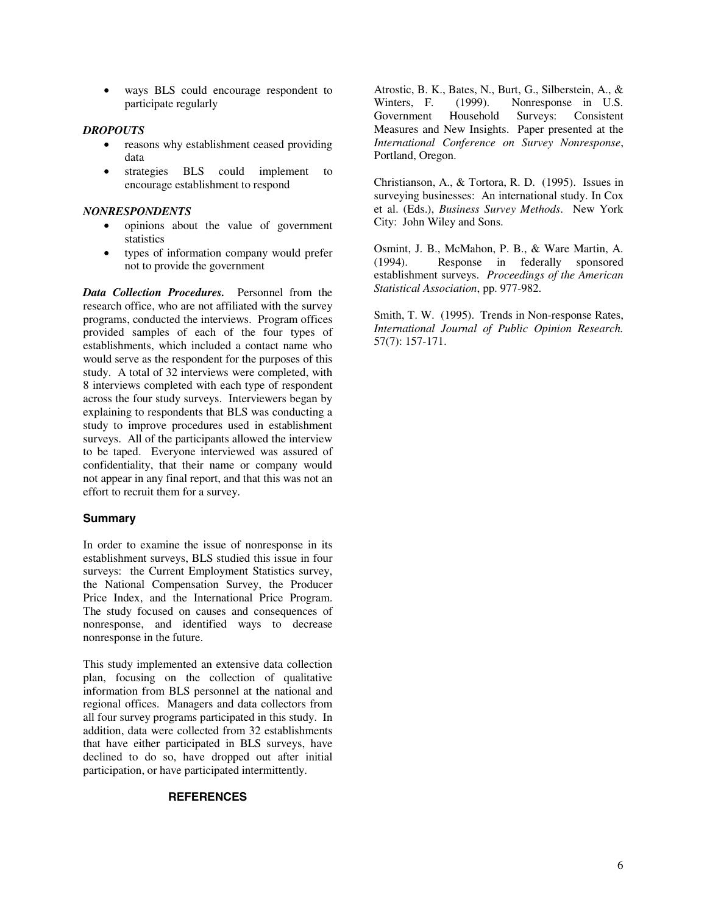- ways BLS could encourage respondent to participate regularly

***DROPOUTS***

- reasons why establishment ceased providing data
- strategies BLS could implement to encourage establishment to respond

***NONRESPONDENTS***

- opinions about the value of government statistics
- types of information company would prefer not to provide the government

***Data Collection Procedures.*** Personnel from the research office, who are not affiliated with the survey programs, conducted the interviews. Program offices provided samples of each of the four types of establishments, which included a contact name who would serve as the respondent for the purposes of this study. A total of 32 interviews were completed, with 8 interviews completed with each type of respondent across the four study surveys. Interviewers began by explaining to respondents that BLS was conducting a study to improve procedures used in establishment surveys. All of the participants allowed the interview to be taped. Everyone interviewed was assured of confidentiality, that their name or company would not appear in any final report, and that this was not an effort to recruit them for a survey.

## Summary

In order to examine the issue of nonresponse in its establishment surveys, BLS studied this issue in four surveys: the Current Employment Statistics survey, the National Compensation Survey, the Producer Price Index, and the International Price Program. The study focused on causes and consequences of nonresponse, and identified ways to decrease nonresponse in the future.

This study implemented an extensive data collection plan, focusing on the collection of qualitative information from BLS personnel at the national and regional offices. Managers and data collectors from all four survey programs participated in this study. In addition, data were collected from 32 establishments that have either participated in BLS surveys, have declined to do so, have dropped out after initial participation, or have participated intermittently.

## REFERENCES

Atrostic, B. K., Bates, N., Burt, G., Silberstein, A., & Winters, F. (1999). Nonresponse in U.S. Government Household Surveys: Consistent Measures and New Insights. Paper presented at the *International Conference on Survey Nonresponse*, Portland, Oregon.

Christianson, A., & Tortora, R. D. (1995). Issues in surveying businesses: An international study. In Cox et al. (Eds.), *Business Survey Methods*. New York City: John Wiley and Sons.

Osmint, J. B., McMahon, P. B., & Ware Martin, A. (1994). Response in federally sponsored establishment surveys. *Proceedings of the American Statistical Association*, pp. 977-982.

Smith, T. W. (1995). Trends in Non-response Rates, *International Journal of Public Opinion Research.* 57(7): 157-171.